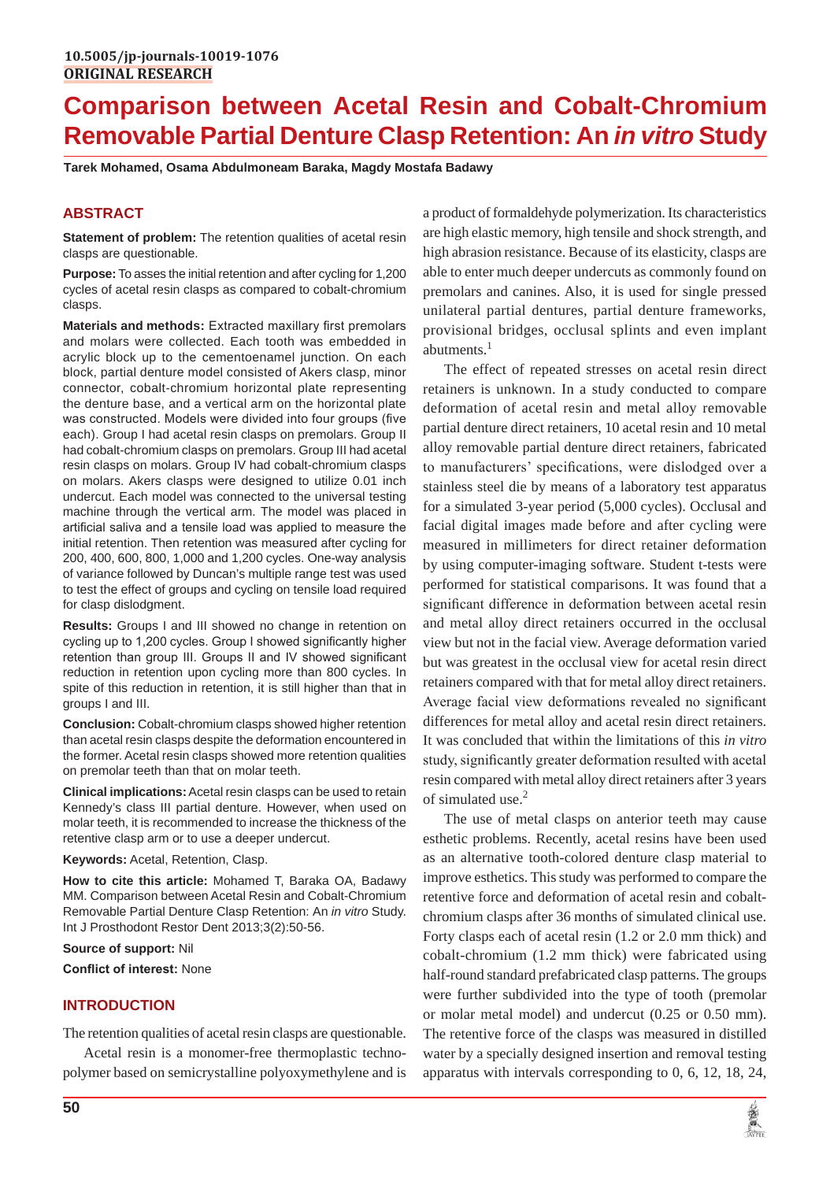**10.5005/jp-journals-10019-1076**

**ORIGINAL RESEARCH**

# Comparison between Acetal Resin and Cobalt-Chromium Removable Partial Denture Clasp Retention: An *in vitro* Study

**Tarek Mohamed, Osama Abdulmoneam Baraka, Magdy Mostafa Badawy**

## ABSTRACT

**Statement of problem:** The retention qualities of acetal resin clasps are questionable.

**Purpose:** To asses the initial retention and after cycling for 1,200 cycles of acetal resin clasps as compared to cobalt-chromium clasps.

**Materials and methods:** Extracted maxillary first premolars and molars were collected. Each tooth was embedded in acrylic block up to the cementoenamel junction. On each block, partial denture model consisted of Akers clasp, minor connector, cobalt-chromium horizontal plate representing the denture base, and a vertical arm on the horizontal plate was constructed. Models were divided into four groups (five each). Group I had acetal resin clasps on premolars. Group II had cobalt-chromium clasps on premolars. Group III had acetal resin clasps on molars. Group IV had cobalt-chromium clasps on molars. Akers clasps were designed to utilize 0.01 inch undercut. Each model was connected to the universal testing machine through the vertical arm. The model was placed in artificial saliva and a tensile load was applied to measure the initial retention. Then retention was measured after cycling for 200, 400, 600, 800, 1,000 and 1,200 cycles. One-way analysis of variance followed by Duncan's multiple range test was used to test the effect of groups and cycling on tensile load required for clasp dislodgment.

**Results:** Groups I and III showed no change in retention on cycling up to 1,200 cycles. Group I showed significantly higher retention than group III. Groups II and IV showed significant reduction in retention upon cycling more than 800 cycles. In spite of this reduction in retention, it is still higher than that in groups I and III.

**Conclusion:** Cobalt-chromium clasps showed higher retention than acetal resin clasps despite the deformation encountered in the former. Acetal resin clasps showed more retention qualities on premolar teeth than that on molar teeth.

**Clinical implications:** Acetal resin clasps can be used to retain Kennedy's class III partial denture. However, when used on molar teeth, it is recommended to increase the thickness of the retentive clasp arm or to use a deeper undercut.

**Keywords:** Acetal, Retention, Clasp.

**How to cite this article:** Mohamed T, Baraka OA, Badawy MM. Comparison between Acetal Resin and Cobalt-Chromium Removable Partial Denture Clasp Retention: An *in vitro* Study. Int J Prosthodont Restor Dent 2013;3(2):50-56.

**Source of support:** Nil

**Conflict of interest:** None

## INTRODUCTION

The retention qualities of acetal resin clasps are questionable.

Acetal resin is a monomer-free thermoplastic techno-polymer based on semicrystalline polyoxymethylene and is a product of formaldehyde polymerization. Its characteristics are high elastic memory, high tensile and shock strength, and high abrasion resistance. Because of its elasticity, clasps are able to enter much deeper undercuts as commonly found on premolars and canines. Also, it is used for single pressed unilateral partial dentures, partial denture frameworks, provisional bridges, occlusal splints and even implant abutments.[1]

The effect of repeated stresses on acetal resin direct retainers is unknown. In a study conducted to compare deformation of acetal resin and metal alloy removable partial denture direct retainers, 10 acetal resin and 10 metal alloy removable partial denture direct retainers, fabricated to manufacturers' specifications, were dislodged over a stainless steel die by means of a laboratory test apparatus for a simulated 3-year period (5,000 cycles). Occlusal and facial digital images made before and after cycling were measured in millimeters for direct retainer deformation by using computer-imaging software. Student t-tests were performed for statistical comparisons. It was found that a significant difference in deformation between acetal resin and metal alloy direct retainers occurred in the occlusal view but not in the facial view. Average deformation varied but was greatest in the occlusal view for acetal resin direct retainers compared with that for metal alloy direct retainers. Average facial view deformations revealed no significant differences for metal alloy and acetal resin direct retainers. It was concluded that within the limitations of this *in vitro* study, significantly greater deformation resulted with acetal resin compared with metal alloy direct retainers after 3 years of simulated use.[2]

The use of metal clasps on anterior teeth may cause esthetic problems. Recently, acetal resins have been used as an alternative tooth-colored denture clasp material to improve esthetics. This study was performed to compare the retentive force and deformation of acetal resin and cobalt-chromium clasps after 36 months of simulated clinical use. Forty clasps each of acetal resin (1.2 or 2.0 mm thick) and cobalt-chromium (1.2 mm thick) were fabricated using half-round standard prefabricated clasp patterns. The groups were further subdivided into the type of tooth (premolar or molar metal model) and undercut (0.25 or 0.50 mm). The retentive force of the clasps was measured in distilled water by a specially designed insertion and removal testing apparatus with intervals corresponding to 0, 6, 12, 18, 24,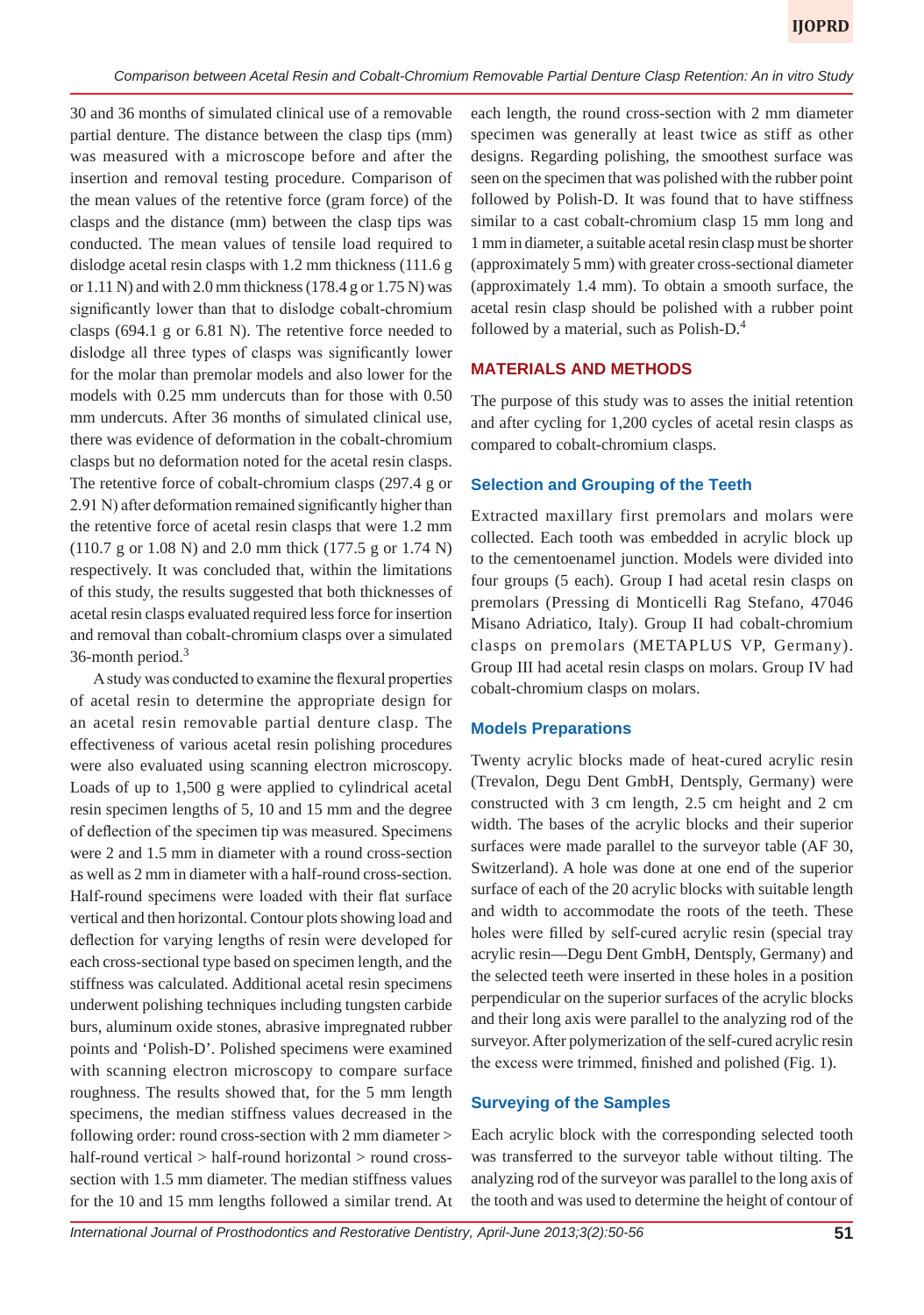30 and 36 months of simulated clinical use of a removable partial denture. The distance between the clasp tips (mm) was measured with a microscope before and after the insertion and removal testing procedure. Comparison of the mean values of the retentive force (gram force) of the clasps and the distance (mm) between the clasp tips was conducted. The mean values of tensile load required to dislodge acetal resin clasps with 1.2 mm thickness (111.6 g or 1.11 N) and with 2.0 mm thickness (178.4 g or 1.75 N) was significantly lower than that to dislodge cobalt-chromium clasps (694.1 g or 6.81 N). The retentive force needed to dislodge all three types of clasps was significantly lower for the molar than premolar models and also lower for the models with 0.25 mm undercuts than for those with 0.50 mm undercuts. After 36 months of simulated clinical use, there was evidence of deformation in the cobalt-chromium clasps but no deformation noted for the acetal resin clasps. The retentive force of cobalt-chromium clasps (297.4 g or 2.91 N) after deformation remained significantly higher than the retentive force of acetal resin clasps that were 1.2 mm (110.7 g or 1.08 N) and 2.0 mm thick (177.5 g or 1.74 N) respectively. It was concluded that, within the limitations of this study, the results suggested that both thicknesses of acetal resin clasps evaluated required less force for insertion and removal than cobalt-chromium clasps over a simulated 36-month period.[3]

A study was conducted to examine the flexural properties of acetal resin to determine the appropriate design for an acetal resin removable partial denture clasp. The effectiveness of various acetal resin polishing procedures were also evaluated using scanning electron microscopy. Loads of up to 1,500 g were applied to cylindrical acetal resin specimen lengths of 5, 10 and 15 mm and the degree of deflection of the specimen tip was measured. Specimens were 2 and 1.5 mm in diameter with a round cross-section as well as 2 mm in diameter with a half-round cross-section. Half-round specimens were loaded with their flat surface vertical and then horizontal. Contour plots showing load and deflection for varying lengths of resin were developed for each cross-sectional type based on specimen length, and the stiffness was calculated. Additional acetal resin specimens underwent polishing techniques including tungsten carbide burs, aluminum oxide stones, abrasive impregnated rubber points and 'Polish-D'. Polished specimens were examined with scanning electron microscopy to compare surface roughness. The results showed that, for the 5 mm length specimens, the median stiffness values decreased in the following order: round cross-section with 2 mm diameter > half-round vertical > half-round horizontal > round cross-section with 1.5 mm diameter. The median stiffness values for the 10 and 15 mm lengths followed a similar trend. At each length, the round cross-section with 2 mm diameter specimen was generally at least twice as stiff as other designs. Regarding polishing, the smoothest surface was seen on the specimen that was polished with the rubber point followed by Polish-D. It was found that to have stiffness similar to a cast cobalt-chromium clasp 15 mm long and 1 mm in diameter, a suitable acetal resin clasp must be shorter (approximately 5 mm) with greater cross-sectional diameter (approximately 1.4 mm). To obtain a smooth surface, the acetal resin clasp should be polished with a rubber point followed by a material, such as Polish-D.[4]

## MATERIALS AND METHODS

The purpose of this study was to asses the initial retention and after cycling for 1,200 cycles of acetal resin clasps as compared to cobalt-chromium clasps.

### Selection and Grouping of the Teeth

Extracted maxillary first premolars and molars were collected. Each tooth was embedded in acrylic block up to the cementoenamel junction. Models were divided into four groups (5 each). Group I had acetal resin clasps on premolars (Pressing di Monticelli Rag Stefano, 47046 Misano Adriatico, Italy). Group II had cobalt-chromium clasps on premolars (METAPLUS VP, Germany). Group III had acetal resin clasps on molars. Group IV had cobalt-chromium clasps on molars.

### Models Preparations

Twenty acrylic blocks made of heat-cured acrylic resin (Trevalon, Degu Dent GmbH, Dentsply, Germany) were constructed with 3 cm length, 2.5 cm height and 2 cm width. The bases of the acrylic blocks and their superior surfaces were made parallel to the surveyor table (AF 30, Switzerland). A hole was done at one end of the superior surface of each of the 20 acrylic blocks with suitable length and width to accommodate the roots of the teeth. These holes were filled by self-cured acrylic resin (special tray acrylic resin—Degu Dent GmbH, Dentsply, Germany) and the selected teeth were inserted in these holes in a position perpendicular on the superior surfaces of the acrylic blocks and their long axis were parallel to the analyzing rod of the surveyor. After polymerization of the self-cured acrylic resin the excess were trimmed, finished and polished (Fig. 1).

### Surveying of the Samples

Each acrylic block with the corresponding selected tooth was transferred to the surveyor table without tilting. The analyzing rod of the surveyor was parallel to the long axis of the tooth and was used to determine the height of contour of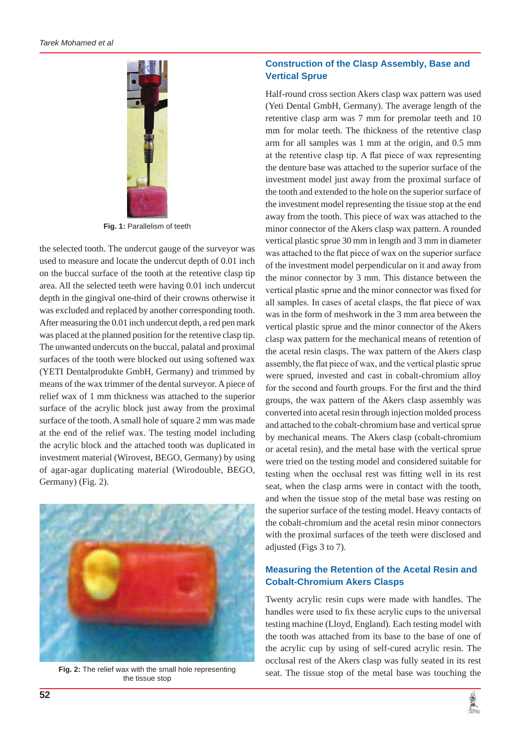Fig. 1: Parallelism of teeth

the selected tooth. The undercut gauge of the surveyor was used to measure and locate the undercut depth of 0.01 inch on the buccal surface of the tooth at the retentive clasp tip area. All the selected teeth were having 0.01 inch undercut depth in the gingival one-third of their crowns otherwise it was excluded and replaced by another corresponding tooth. After measuring the 0.01 inch undercut depth, a red pen mark was placed at the planned position for the retentive clasp tip. The unwanted undercuts on the buccal, palatal and proximal surfaces of the tooth were blocked out using softened wax (YETI Dentalprodukte GmbH, Germany) and trimmed by means of the wax trimmer of the dental surveyor. A piece of relief wax of 1 mm thickness was attached to the superior surface of the acrylic block just away from the proximal surface of the tooth. A small hole of square 2 mm was made at the end of the relief wax. The testing model including the acrylic block and the attached tooth was duplicated in investment material (Wirovest, BEGO, Germany) by using of agar-agar duplicating material (Wirodouble, BEGO, Germany) (Fig. 2).

Fig. 2: The relief wax with the small hole representing the tissue stop

## Construction of the Clasp Assembly, Base and Vertical Sprue

Half-round cross section Akers clasp wax pattern was used (Yeti Dental GmbH, Germany). The average length of the retentive clasp arm was 7 mm for premolar teeth and 10 mm for molar teeth. The thickness of the retentive clasp arm for all samples was 1 mm at the origin, and 0.5 mm at the retentive clasp tip. A flat piece of wax representing the denture base was attached to the superior surface of the investment model just away from the proximal surface of the tooth and extended to the hole on the superior surface of the investment model representing the tissue stop at the end away from the tooth. This piece of wax was attached to the minor connector of the Akers clasp wax pattern. A rounded vertical plastic sprue 30 mm in length and 3 mm in diameter was attached to the flat piece of wax on the superior surface of the investment model perpendicular on it and away from the minor connector by 3 mm. This distance between the vertical plastic sprue and the minor connector was fixed for all samples. In cases of acetal clasps, the flat piece of wax was in the form of meshwork in the 3 mm area between the vertical plastic sprue and the minor connector of the Akers clasp wax pattern for the mechanical means of retention of the acetal resin clasps. The wax pattern of the Akers clasp assembly, the flat piece of wax, and the vertical plastic sprue were sprued, invested and cast in cobalt-chromium alloy for the second and fourth groups. For the first and the third groups, the wax pattern of the Akers clasp assembly was converted into acetal resin through injection molded process and attached to the cobalt-chromium base and vertical sprue by mechanical means. The Akers clasp (cobalt-chromium or acetal resin), and the metal base with the vertical sprue were tried on the testing model and considered suitable for testing when the occlusal rest was fitting well in its rest seat, when the clasp arms were in contact with the tooth, and when the tissue stop of the metal base was resting on the superior surface of the testing model. Heavy contacts of the cobalt-chromium and the acetal resin minor connectors with the proximal surfaces of the teeth were disclosed and adjusted (Figs 3 to 7).

## Measuring the Retention of the Acetal Resin and Cobalt-Chromium Akers Clasps

Twenty acrylic resin cups were made with handles. The handles were used to fix these acrylic cups to the universal testing machine (Lloyd, England). Each testing model with the tooth was attached from its base to the base of one of the acrylic cup by using of self-cured acrylic resin. The occlusal rest of the Akers clasp was fully seated in its rest seat. The tissue stop of the metal base was touching the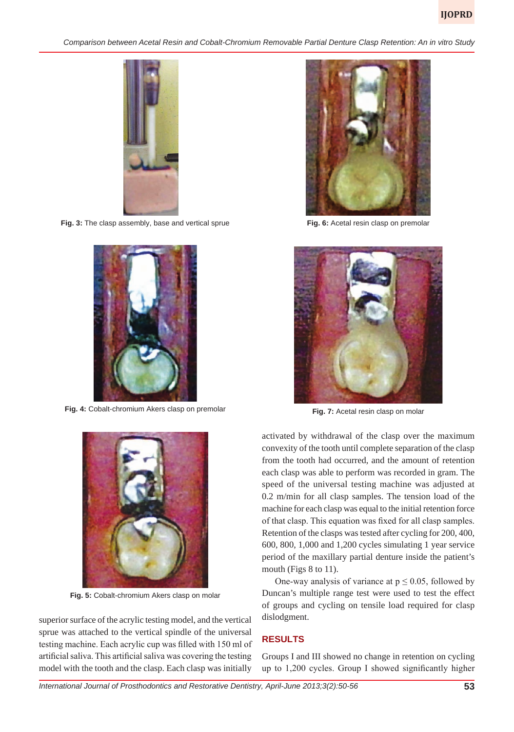Fig. 3: The clasp assembly, base and vertical sprue

Fig. 6: Acetal resin clasp on premolar

Fig. 4: Cobalt-chromium Akers clasp on premolar

Fig. 7: Acetal resin clasp on molar

Fig. 5: Cobalt-chromium Akers clasp on molar

superior surface of the acrylic testing model, and the vertical sprue was attached to the vertical spindle of the universal testing machine. Each acrylic cup was filled with 150 ml of artificial saliva. This artificial saliva was covering the testing model with the tooth and the clasp. Each clasp was initially activated by withdrawal of the clasp over the maximum convexity of the tooth until complete separation of the clasp from the tooth had occurred, and the amount of retention each clasp was able to perform was recorded in gram. The speed of the universal testing machine was adjusted at 0.2 m/min for all clasp samples. The tension load of the machine for each clasp was equal to the initial retention force of that clasp. This equation was fixed for all clasp samples. Retention of the clasps was tested after cycling for 200, 400, 600, 800, 1,000 and 1,200 cycles simulating 1 year service period of the maxillary partial denture inside the patient's mouth (Figs 8 to 11).

One-way analysis of variance at $p \leq 0.05$, followed by Duncan's multiple range test were used to test the effect of groups and cycling on tensile load required for clasp dislodgment.

## RESULTS

Groups I and III showed no change in retention on cycling up to 1,200 cycles. Group I showed significantly higher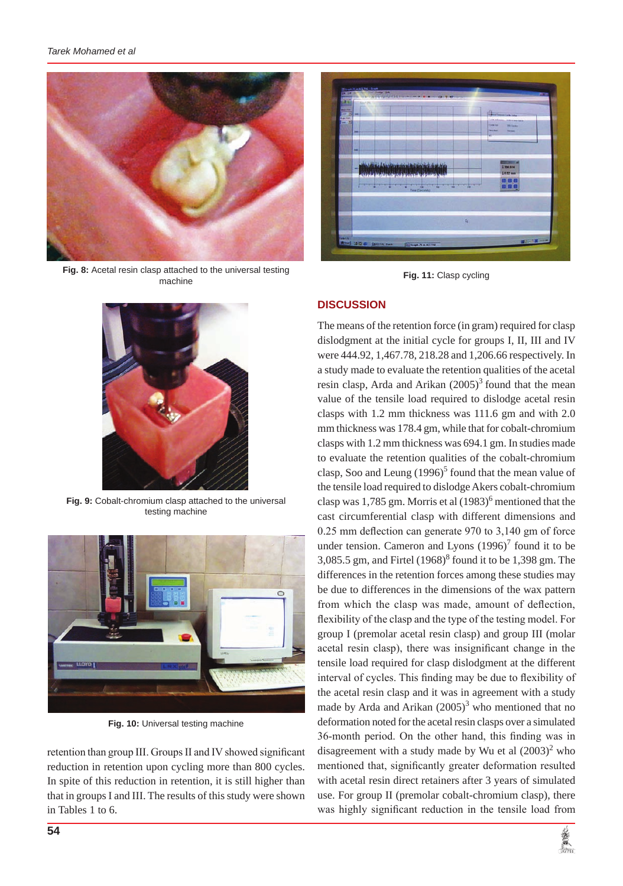Fig. 8: Acetal resin clasp attached to the universal testing machine

Fig. 9: Cobalt-chromium clasp attached to the universal testing machine

Fig. 10: Universal testing machine

retention than group III. Groups II and IV showed significant reduction in retention upon cycling more than 800 cycles. In spite of this reduction in retention, it is still higher than that in groups I and III. The results of this study were shown in Tables 1 to 6.

Fig. 11: Clasp cycling

## DISCUSSION

The means of the retention force (in gram) required for clasp dislodgment at the initial cycle for groups I, II, III and IV were 444.92, 1,467.78, 218.28 and 1,206.66 respectively. In a study made to evaluate the retention qualities of the acetal resin clasp, Arda and Arikan (2005)[3] found that the mean value of the tensile load required to dislodge acetal resin clasps with 1.2 mm thickness was 111.6 gm and with 2.0 mm thickness was 178.4 gm, while that for cobalt-chromium clasps with 1.2 mm thickness was 694.1 gm. In studies made to evaluate the retention qualities of the cobalt-chromium clasp, Soo and Leung (1996)[5] found that the mean value of the tensile load required to dislodge Akers cobalt-chromium clasp was 1,785 gm. Morris et al (1983)[6] mentioned that the cast circumferential clasp with different dimensions and 0.25 mm deflection can generate 970 to 3,140 gm of force under tension. Cameron and Lyons (1996)[7] found it to be 3,085.5 gm, and Firtel (1968)[8] found it to be 1,398 gm. The differences in the retention forces among these studies may be due to differences in the dimensions of the wax pattern from which the clasp was made, amount of deflection, flexibility of the clasp and the type of the testing model. For group I (premolar acetal resin clasp) and group III (molar acetal resin clasp), there was insignificant change in the tensile load required for clasp dislodgment at the different interval of cycles. This finding may be due to flexibility of the acetal resin clasp and it was in agreement with a study made by Arda and Arikan (2005)[3] who mentioned that no deformation noted for the acetal resin clasps over a simulated 36-month period. On the other hand, this finding was in disagreement with a study made by Wu et al (2003)[2] who mentioned that, significantly greater deformation resulted with acetal resin direct retainers after 3 years of simulated use. For group II (premolar cobalt-chromium clasp), there was highly significant reduction in the tensile load from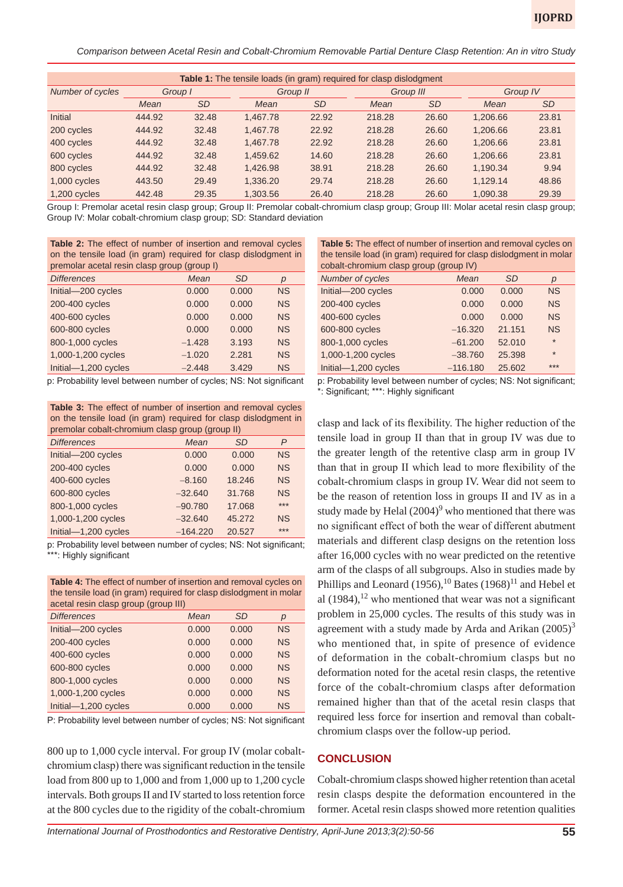**Table 1:** The tensile loads (in gram) required for clasp dislodgment

| Number of cycles | Group I | | Group II | | Group III | | Group IV | |
|---|---|---|---|---|---|---|---|---|
| | Mean | SD | Mean | SD | Mean | SD | Mean | SD |
| Initial | 444.92 | 32.48 | 1,467.78 | 22.92 | 218.28 | 26.60 | 1,206.66 | 23.81 |
| 200 cycles | 444.92 | 32.48 | 1,467.78 | 22.92 | 218.28 | 26.60 | 1,206.66 | 23.81 |
| 400 cycles | 444.92 | 32.48 | 1,467.78 | 22.92 | 218.28 | 26.60 | 1,206.66 | 23.81 |
| 600 cycles | 444.92 | 32.48 | 1,459.62 | 14.60 | 218.28 | 26.60 | 1,206.66 | 23.81 |
| 800 cycles | 444.92 | 32.48 | 1,426.98 | 38.91 | 218.28 | 26.60 | 1,190.34 | 9.94 |
| 1,000 cycles | 443.50 | 29.49 | 1,336.20 | 29.74 | 218.28 | 26.60 | 1,129.14 | 48.86 |
| 1,200 cycles | 442.48 | 29.35 | 1,303.56 | 26.40 | 218.28 | 26.60 | 1,090.38 | 29.39 |

Group I: Premolar acetal resin clasp group; Group II: Premolar cobalt-chromium clasp group; Group III: Molar acetal resin clasp group; Group IV: Molar cobalt-chromium clasp group; SD: Standard deviation

**Table 2:** The effect of number of insertion and removal cycles on the tensile load (in gram) required for clasp dislodgment in premolar acetal resin clasp group (group I)

| Differences | Mean | SD | p |
|---|---|---|---|
| Initial—200 cycles | 0.000 | 0.000 | NS |
| 200-400 cycles | 0.000 | 0.000 | NS |
| 400-600 cycles | 0.000 | 0.000 | NS |
| 600-800 cycles | 0.000 | 0.000 | NS |
| 800-1,000 cycles | –1.428 | 3.193 | NS |
| 1,000-1,200 cycles | –1.020 | 2.281 | NS |
| Initial—1,200 cycles | –2.448 | 3.429 | NS |

p: Probability level between number of cycles; NS: Not significant

**Table 3:** The effect of number of insertion and removal cycles on the tensile load (in gram) required for clasp dislodgment in premolar cobalt-chromium clasp group (group II)

| Differences | Mean | SD | P |
|---|---|---|---|
| Initial—200 cycles | 0.000 | 0.000 | NS |
| 200-400 cycles | 0.000 | 0.000 | NS |
| 400-600 cycles | –8.160 | 18.246 | NS |
| 600-800 cycles | –32.640 | 31.768 | NS |
| 800-1,000 cycles | –90.780 | 17.068 | *** |
| 1,000-1,200 cycles | –32.640 | 45.272 | NS |
| Initial—1,200 cycles | –164.220 | 20.527 | *** |

p: Probability level between number of cycles; NS: Not significant; ***: Highly significant

**Table 4:** The effect of number of insertion and removal cycles on the tensile load (in gram) required for clasp dislodgment in molar acetal resin clasp group (group III)

| Differences | Mean | SD | p |
|---|---|---|---|
| Initial—200 cycles | 0.000 | 0.000 | NS |
| 200-400 cycles | 0.000 | 0.000 | NS |
| 400-600 cycles | 0.000 | 0.000 | NS |
| 600-800 cycles | 0.000 | 0.000 | NS |
| 800-1,000 cycles | 0.000 | 0.000 | NS |
| 1,000-1,200 cycles | 0.000 | 0.000 | NS |
| Initial—1,200 cycles | 0.000 | 0.000 | NS |

P: Probability level between number of cycles; NS: Not significant

800 up to 1,000 cycle interval. For group IV (molar cobalt-chromium clasp) there was significant reduction in the tensile load from 800 up to 1,000 and from 1,000 up to 1,200 cycle intervals. Both groups II and IV started to loss retention force at the 800 cycles due to the rigidity of the cobalt-chromium

**Table 5:** The effect of number of insertion and removal cycles on the tensile load (in gram) required for clasp dislodgment in molar cobalt-chromium clasp group (group IV)

| Number of cycles | Mean | SD | p |
|---|---|---|---|
| Initial—200 cycles | 0.000 | 0.000 | NS |
| 200-400 cycles | 0.000 | 0.000 | NS |
| 400-600 cycles | 0.000 | 0.000 | NS |
| 600-800 cycles | –16.320 | 21.151 | NS |
| 800-1,000 cycles | –61.200 | 52.010 | * |
| 1,000-1,200 cycles | –38.760 | 25.398 | * |
| Initial—1,200 cycles | –116.180 | 25.602 | *** |

p: Probability level between number of cycles; NS: Not significant; *: Significant; ***: Highly significant

clasp and lack of its flexibility. The higher reduction of the tensile load in group II than that in group IV was due to the greater length of the retentive clasp arm in group IV than that in group II which lead to more flexibility of the cobalt-chromium clasps in group IV. Wear did not seem to be the reason of retention loss in groups II and IV as in a study made by Helal (2004)[9] who mentioned that there was no significant effect of both the wear of different abutment materials and different clasp designs on the retention loss after 16,000 cycles with no wear predicted on the retentive arm of the clasps of all subgroups. Also in studies made by Phillips and Leonard (1956),[10] Bates (1968)[11] and Hebel et al (1984),[12] who mentioned that wear was not a significant problem in 25,000 cycles. The results of this study was in agreement with a study made by Arda and Arikan (2005)[3] who mentioned that, in spite of presence of evidence of deformation in the cobalt-chromium clasps but no deformation noted for the acetal resin clasps, the retentive force of the cobalt-chromium clasps after deformation remained higher than that of the acetal resin clasps that required less force for insertion and removal than cobalt-chromium clasps over the follow-up period.

## CONCLUSION

Cobalt-chromium clasps showed higher retention than acetal resin clasps despite the deformation encountered in the former. Acetal resin clasps showed more retention qualities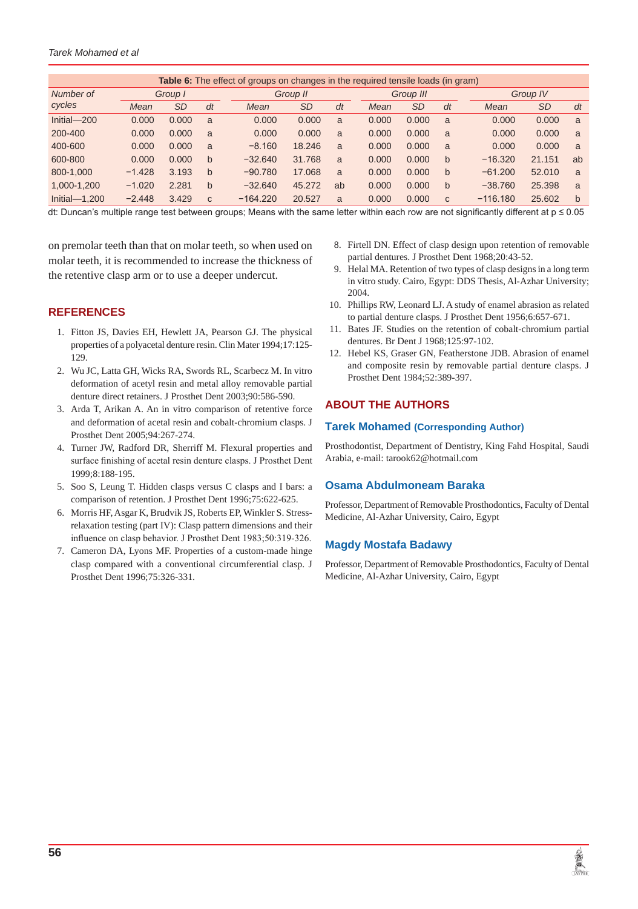**Table 6:** The effect of groups on changes in the required tensile loads (in gram)

| Number of cycles | Group I | | | Group II | | | Group III | | | Group IV | | |
|---|---|---|---|---|---|---|---|---|---|---|---|---|
| | Mean | SD | dt | Mean | SD | dt | Mean | SD | dt | Mean | SD | dt |
| Initial—200 | 0.000 | 0.000 | a | 0.000 | 0.000 | a | 0.000 | 0.000 | a | 0.000 | 0.000 | a |
| 200-400 | 0.000 | 0.000 | a | 0.000 | 0.000 | a | 0.000 | 0.000 | a | 0.000 | 0.000 | a |
| 400-600 | 0.000 | 0.000 | a | −8.160 | 18.246 | a | 0.000 | 0.000 | a | 0.000 | 0.000 | a |
| 600-800 | 0.000 | 0.000 | b | −32.640 | 31.768 | a | 0.000 | 0.000 | b | −16.320 | 21.151 | ab |
| 800-1,000 | −1.428 | 3.193 | b | −90.780 | 17.068 | a | 0.000 | 0.000 | b | −61.200 | 52.010 | a |
| 1,000-1,200 | −1.020 | 2.281 | b | −32.640 | 45.272 | ab | 0.000 | 0.000 | b | −38.760 | 25.398 | a |
| Initial—1,200 | −2.448 | 3.429 | c | −164.220 | 20.527 | a | 0.000 | 0.000 | c | −116.180 | 25.602 | b |

dt: Duncan's multiple range test between groups; Means with the same letter within each row are not significantly different at $p \leq 0.05$

on premolar teeth than that on molar teeth, so when used on molar teeth, it is recommended to increase the thickness of the retentive clasp arm or to use a deeper undercut.

## REFERENCES

1. Fitton JS, Davies EH, Hewlett JA, Pearson GJ. The physical properties of a polyacetal denture resin. Clin Mater 1994;17:125-129.
2. Wu JC, Latta GH, Wicks RA, Swords RL, Scarbecz M. In vitro deformation of acetyl resin and metal alloy removable partial denture direct retainers. J Prosthet Dent 2003;90:586-590.
3. Arda T, Arikan A. An in vitro comparison of retentive force and deformation of acetal resin and cobalt-chromium clasps. J Prosthet Dent 2005;94:267-274.
4. Turner JW, Radford DR, Sherriff M. Flexural properties and surface finishing of acetal resin denture clasps. J Prosthet Dent 1999;8:188-195.
5. Soo S, Leung T. Hidden clasps versus C clasps and I bars: a comparison of retention. J Prosthet Dent 1996;75:622-625.
6. Morris HF, Asgar K, Brudvik JS, Roberts EP, Winkler S. Stress-relaxation testing (part IV): Clasp pattern dimensions and their influence on clasp behavior. J Prosthet Dent 1983;50:319-326.
7. Cameron DA, Lyons MF. Properties of a custom-made hinge clasp compared with a conventional circumferential clasp. J Prosthet Dent 1996;75:326-331.
8. Firtell DN. Effect of clasp design upon retention of removable partial dentures. J Prosthet Dent 1968;20:43-52.
9. Helal MA. Retention of two types of clasp designs in a long term in vitro study. Cairo, Egypt: DDS Thesis, Al-Azhar University; 2004.
10. Phillips RW, Leonard LJ. A study of enamel abrasion as related to partial denture clasps. J Prosthet Dent 1956;6:657-671.
11. Bates JF. Studies on the retention of cobalt-chromium partial dentures. Br Dent J 1968;125:97-102.
12. Hebel KS, Graser GN, Featherstone JDB. Abrasion of enamel and composite resin by removable partial denture clasps. J Prosthet Dent 1984;52:389-397.

## ABOUT THE AUTHORS

### Tarek Mohamed (Corresponding Author)

Prosthodontist, Department of Dentistry, King Fahd Hospital, Saudi Arabia, e-mail: tarook62@hotmail.com

### Osama Abdulmoneam Baraka

Professor, Department of Removable Prosthodontics, Faculty of Dental Medicine, Al-Azhar University, Cairo, Egypt

### Magdy Mostafa Badawy

Professor, Department of Removable Prosthodontics, Faculty of Dental Medicine, Al-Azhar University, Cairo, Egypt